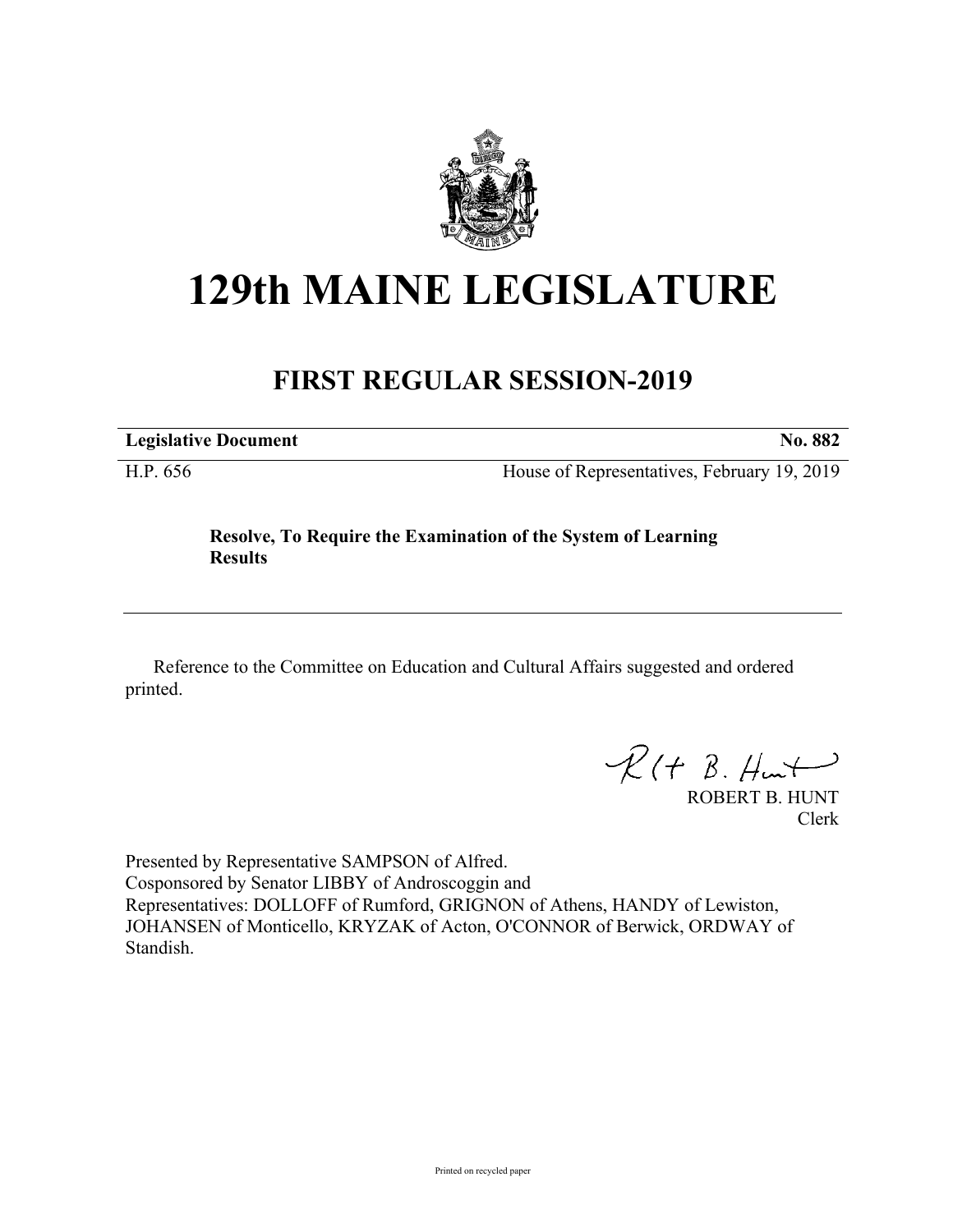# 129th MAINE LEGISLATURE

## FIRST REGULAR SESSION-2019

**Legislative Document** **No. 882**

H.P. 656 House of Representatives, February 19, 2019

**Resolve, To Require the Examination of the System of Learning Results**

Reference to the Committee on Education and Cultural Affairs suggested and ordered printed.

ROBERT B. HUNT
Clerk

Presented by Representative SAMPSON of Alfred.
Cosponsored by Senator LIBBY of Androscoggin and
Representatives: DOLLOFF of Rumford, GRIGNON of Athens, HANDY of Lewiston, JOHANSEN of Monticello, KRYZAK of Acton, O'CONNOR of Berwick, ORDWAY of Standish.

Printed on recycled paper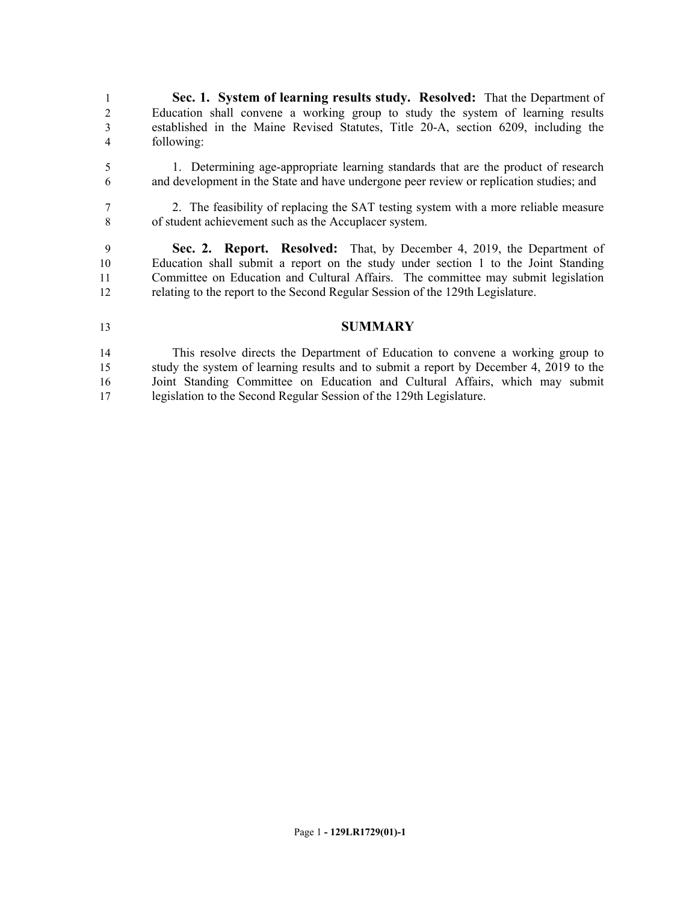**Sec. 1. System of learning results study. Resolved:** That the Department of Education shall convene a working group to study the system of learning results established in the Maine Revised Statutes, Title 20-A, section 6209, including the following:

1. Determining age-appropriate learning standards that are the product of research and development in the State and have undergone peer review or replication studies; and

2. The feasibility of replacing the SAT testing system with a more reliable measure of student achievement such as the Accuplacer system.

**Sec. 2. Report. Resolved:** That, by December 4, 2019, the Department of Education shall submit a report on the study under section 1 to the Joint Standing Committee on Education and Cultural Affairs. The committee may submit legislation relating to the report to the Second Regular Session of the 129th Legislature.

## SUMMARY

This resolve directs the Department of Education to convene a working group to study the system of learning results and to submit a report by December 4, 2019 to the Joint Standing Committee on Education and Cultural Affairs, which may submit legislation to the Second Regular Session of the 129th Legislature.